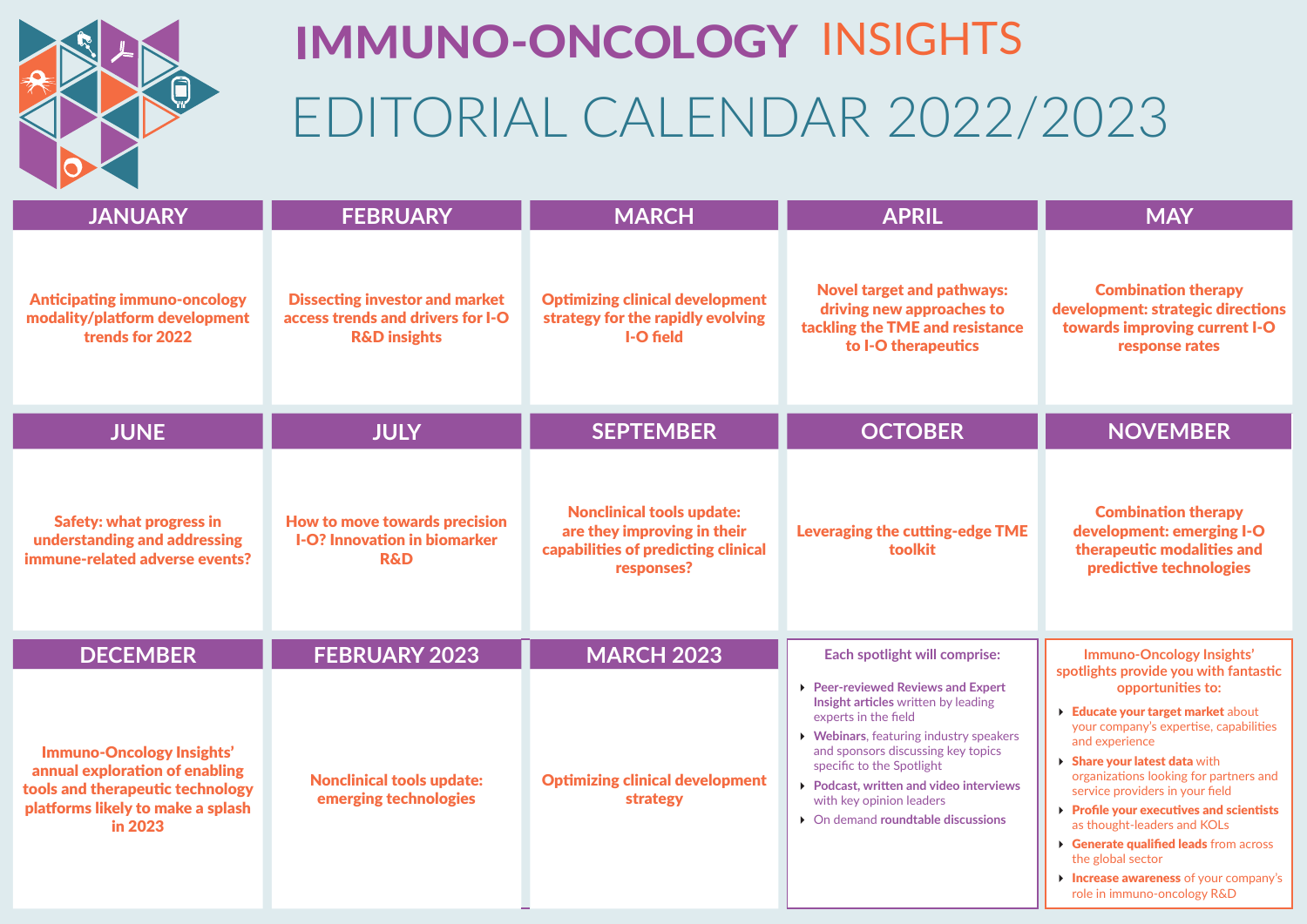# IMMUNO-ONCOLOGY INSIGHTS

# EDITORIAL CALENDAR 2022/2023

## JANUARY

**Anticipating immuno-oncology modality/platform development trends for 2022**

## FEBRUARY

**Dissecting investor and market access trends and drivers for I-O R&D insights**

## MARCH

**Optimizing clinical development strategy for the rapidly evolving I-O field**

## APRIL

**Novel target and pathways: driving new approaches to tackling the TME and resistance to I-O therapeutics**

## MAY

**Combination therapy development: strategic directions towards improving current I-O response rates**

## JUNE

**Safety: what progress in understanding and addressing immune-related adverse events?**

## JULY

**How to move towards precision I-O? Innovation in biomarker R&D**

## SEPTEMBER

**Nonclinical tools update: are they improving in their capabilities of predicting clinical responses?**

## OCTOBER

**Leveraging the cutting-edge TME toolkit**

## NOVEMBER

**Combination therapy development: emerging I-O therapeutic modalities and predictive technologies**

## DECEMBER

**Immuno-Oncology Insights' annual exploration of enabling tools and therapeutic technology platforms likely to make a splash in 2023**

## FEBRUARY 2023

**Nonclinical tools update: emerging technologies**

## MARCH 2023

**Optimizing clinical development strategy**

### Each spotlight will comprise:

- **Peer-reviewed Reviews and Expert Insight articles** written by leading experts in the field
- **Webinars**, featuring industry speakers and sponsors discussing key topics specific to the Spotlight
- **Podcast, written and video interviews** with key opinion leaders
- On demand **roundtable discussions**

### Immuno-Oncology Insights' spotlights provide you with fantastic opportunities to:

- **Educate your target market** about your company's expertise, capabilities and experience
- **Share your latest data** with organizations looking for partners and service providers in your field
- **Profile your executives and scientists** as thought-leaders and KOLs
- **Generate qualified leads** from across the global sector
- **Increase awareness** of your company's role in immuno-oncology R&D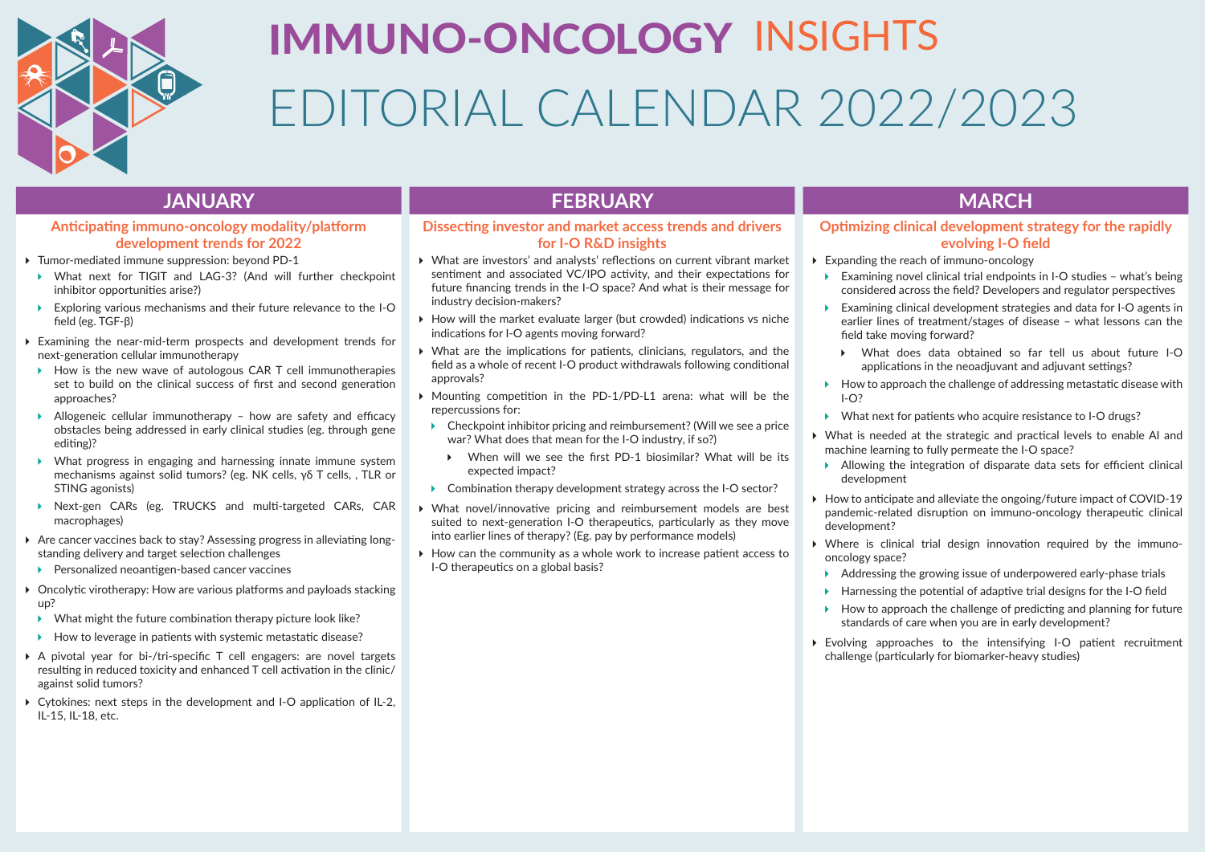# IMMUNO-ONCOLOGY INSIGHTS

# EDITORIAL CALENDAR 2022/2023

## JANUARY

### Anticipating immuno-oncology modality/platform development trends for 2022

- Tumor-mediated immune suppression: beyond PD-1
  - What next for TIGIT and LAG-3? (And will further checkpoint inhibitor opportunities arise?)
  - Exploring various mechanisms and their future relevance to the I-O field (eg. TGF-β)
- Examining the near-mid-term prospects and development trends for next-generation cellular immunotherapy
  - How is the new wave of autologous CAR T cell immunotherapies set to build on the clinical success of first and second generation approaches?
  - Allogeneic cellular immunotherapy – how are safety and efficacy obstacles being addressed in early clinical studies (eg. through gene editing)?
  - What progress in engaging and harnessing innate immune system mechanisms against solid tumors? (eg. NK cells, γδ T cells, , TLR or STING agonists)
  - Next-gen CARs (eg. TRUCKS and multi-targeted CARs, CAR macrophages)
- Are cancer vaccines back to stay? Assessing progress in alleviating long-standing delivery and target selection challenges
  - Personalized neoantigen-based cancer vaccines
- Oncolytic virotherapy: How are various platforms and payloads stacking up?
  - What might the future combination therapy picture look like?
  - How to leverage in patients with systemic metastatic disease?
- A pivotal year for bi-/tri-specific T cell engagers: are novel targets resulting in reduced toxicity and enhanced T cell activation in the clinic/ against solid tumors?
- Cytokines: next steps in the development and I-O application of IL-2, IL-15, IL-18, etc.

## FEBRUARY

### Dissecting investor and market access trends and drivers for I-O R&D insights

- What are investors' and analysts' reflections on current vibrant market sentiment and associated VC/IPO activity, and their expectations for future financing trends in the I-O space? And what is their message for industry decision-makers?
- How will the market evaluate larger (but crowded) indications vs niche indications for I-O agents moving forward?
- What are the implications for patients, clinicians, regulators, and the field as a whole of recent I-O product withdrawals following conditional approvals?
- Mounting competition in the PD-1/PD-L1 arena: what will be the repercussions for:
  - Checkpoint inhibitor pricing and reimbursement? (Will we see a price war? What does that mean for the I-O industry, if so?)
    - When will we see the first PD-1 biosimilar? What will be its expected impact?
  - Combination therapy development strategy across the I-O sector?
- What novel/innovative pricing and reimbursement models are best suited to next-generation I-O therapeutics, particularly as they move into earlier lines of therapy? (Eg. pay by performance models)
- How can the community as a whole work to increase patient access to I-O therapeutics on a global basis?

## MARCH

### Optimizing clinical development strategy for the rapidly evolving I-O field

- Expanding the reach of immuno-oncology
  - Examining novel clinical trial endpoints in I-O studies – what's being considered across the field? Developers and regulator perspectives
  - Examining clinical development strategies and data for I-O agents in earlier lines of treatment/stages of disease – what lessons can the field take moving forward?
    - What does data obtained so far tell us about future I-O applications in the neoadjuvant and adjuvant settings?
  - How to approach the challenge of addressing metastatic disease with I-O?
  - What next for patients who acquire resistance to I-O drugs?
- What is needed at the strategic and practical levels to enable AI and machine learning to fully permeate the I-O space?
  - Allowing the integration of disparate data sets for efficient clinical development
- How to anticipate and alleviate the ongoing/future impact of COVID-19 pandemic-related disruption on immuno-oncology therapeutic clinical development?
- Where is clinical trial design innovation required by the immuno-oncology space?
  - Addressing the growing issue of underpowered early-phase trials
  - Harnessing the potential of adaptive trial designs for the I-O field
  - How to approach the challenge of predicting and planning for future standards of care when you are in early development?
- Evolving approaches to the intensifying I-O patient recruitment challenge (particularly for biomarker-heavy studies)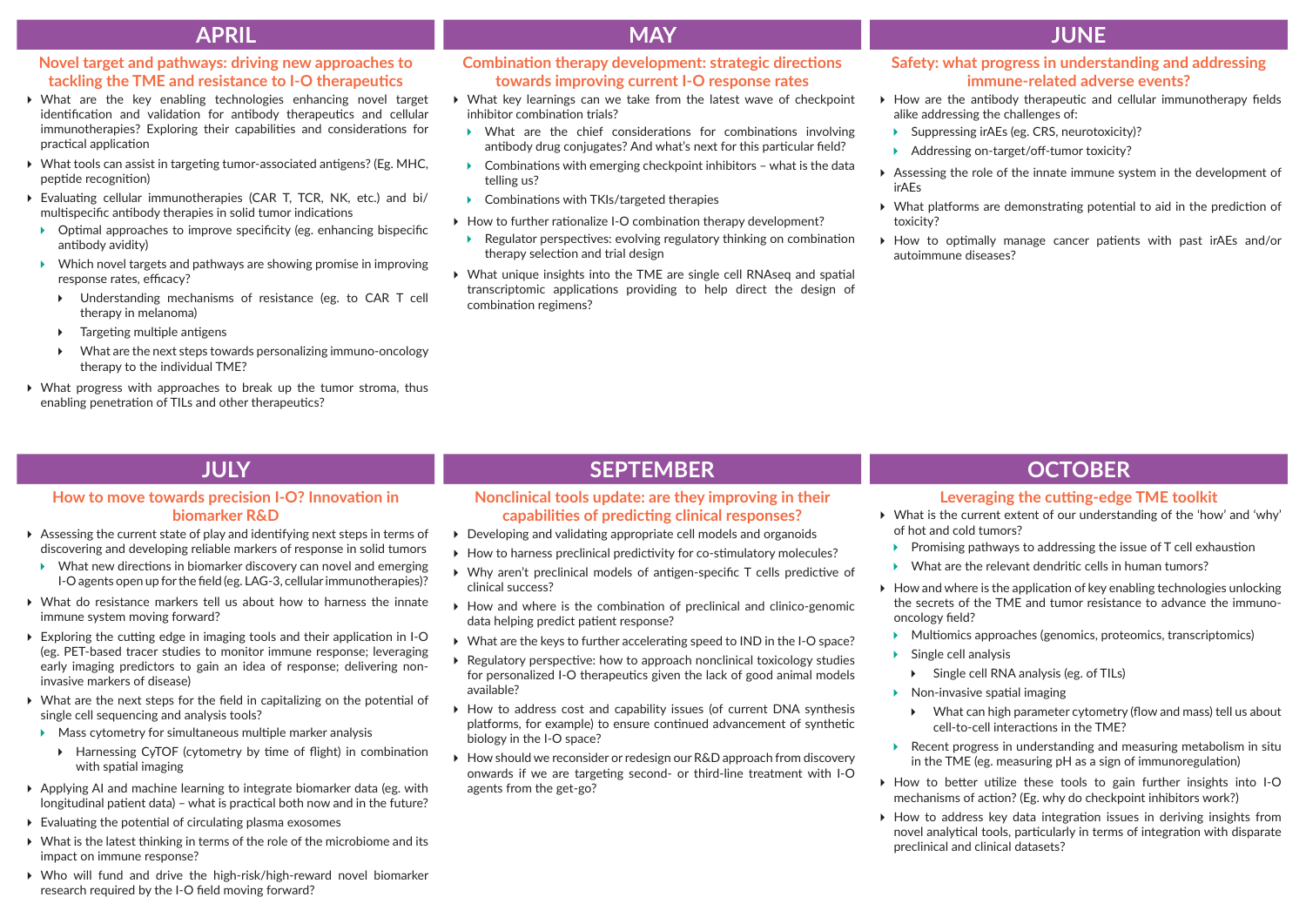## APRIL

### Novel target and pathways: driving new approaches to tackling the TME and resistance to I-O therapeutics

- What are the key enabling technologies enhancing novel target identification and validation for antibody therapeutics and cellular immunotherapies? Exploring their capabilities and considerations for practical application
- What tools can assist in targeting tumor-associated antigens? (Eg. MHC, peptide recognition)
- Evaluating cellular immunotherapies (CAR T, TCR, NK, etc.) and bi/multispecific antibody therapies in solid tumor indications
  - Optimal approaches to improve specificity (eg. enhancing bispecific antibody avidity)
  - Which novel targets and pathways are showing promise in improving response rates, efficacy?
    - Understanding mechanisms of resistance (eg. to CAR T cell therapy in melanoma)
    - Targeting multiple antigens
    - What are the next steps towards personalizing immuno-oncology therapy to the individual TME?
- What progress with approaches to break up the tumor stroma, thus enabling penetration of TILs and other therapeutics?

## MAY

### Combination therapy development: strategic directions towards improving current I-O response rates

- What key learnings can we take from the latest wave of checkpoint inhibitor combination trials?
  - What are the chief considerations for combinations involving antibody drug conjugates? And what's next for this particular field?
  - Combinations with emerging checkpoint inhibitors – what is the data telling us?
  - Combinations with TKIs/targeted therapies
- How to further rationalize I-O combination therapy development?
  - Regulator perspectives: evolving regulatory thinking on combination therapy selection and trial design
- What unique insights into the TME are single cell RNAseq and spatial transcriptomic applications providing to help direct the design of combination regimens?

## JUNE

### Safety: what progress in understanding and addressing immune-related adverse events?

- How are the antibody therapeutic and cellular immunotherapy fields alike addressing the challenges of:
  - Suppressing irAEs (eg. CRS, neurotoxicity)?
  - Addressing on-target/off-tumor toxicity?
- Assessing the role of the innate immune system in the development of irAEs
- What platforms are demonstrating potential to aid in the prediction of toxicity?
- How to optimally manage cancer patients with past irAEs and/or autoimmune diseases?

## JULY

### How to move towards precision I-O? Innovation in biomarker R&D

- Assessing the current state of play and identifying next steps in terms of discovering and developing reliable markers of response in solid tumors
  - What new directions in biomarker discovery can novel and emerging I-O agents open up for the field (eg. LAG-3, cellular immunotherapies)?
- What do resistance markers tell us about how to harness the innate immune system moving forward?
- Exploring the cutting edge in imaging tools and their application in I-O (eg. PET-based tracer studies to monitor immune response; leveraging early imaging predictors to gain an idea of response; delivering non-invasive markers of disease)
- What are the next steps for the field in capitalizing on the potential of single cell sequencing and analysis tools?
  - Mass cytometry for simultaneous multiple marker analysis
    - Harnessing CyTOF (cytometry by time of flight) in combination with spatial imaging
- Applying AI and machine learning to integrate biomarker data (eg. with longitudinal patient data) – what is practical both now and in the future?
- Evaluating the potential of circulating plasma exosomes
- What is the latest thinking in terms of the role of the microbiome and its impact on immune response?
- Who will fund and drive the high-risk/high-reward novel biomarker research required by the I-O field moving forward?

## SEPTEMBER

### Nonclinical tools update: are they improving in their capabilities of predicting clinical responses?

- Developing and validating appropriate cell models and organoids
- How to harness preclinical predictivity for co-stimulatory molecules?
- Why aren't preclinical models of antigen-specific T cells predictive of clinical success?
- How and where is the combination of preclinical and clinico-genomic data helping predict patient response?
- What are the keys to further accelerating speed to IND in the I-O space?
- Regulatory perspective: how to approach nonclinical toxicology studies for personalized I-O therapeutics given the lack of good animal models available?
- How to address cost and capability issues (of current DNA synthesis platforms, for example) to ensure continued advancement of synthetic biology in the I-O space?
- How should we reconsider or redesign our R&D approach from discovery onwards if we are targeting second- or third-line treatment with I-O agents from the get-go?

## OCTOBER

### Leveraging the cutting-edge TME toolkit

- What is the current extent of our understanding of the 'how' and 'why' of hot and cold tumors?
  - Promising pathways to addressing the issue of T cell exhaustion
  - What are the relevant dendritic cells in human tumors?
- How and where is the application of key enabling technologies unlocking the secrets of the TME and tumor resistance to advance the immuno-oncology field?
  - Multiomics approaches (genomics, proteomics, transcriptomics)
  - Single cell analysis
    - Single cell RNA analysis (eg. of TILs)
  - Non-invasive spatial imaging
    - What can high parameter cytometry (flow and mass) tell us about cell-to-cell interactions in the TME?
  - Recent progress in understanding and measuring metabolism in situ in the TME (eg. measuring pH as a sign of immunoregulation)
- How to better utilize these tools to gain further insights into I-O mechanisms of action? (Eg. why do checkpoint inhibitors work?)
- How to address key data integration issues in deriving insights from novel analytical tools, particularly in terms of integration with disparate preclinical and clinical datasets?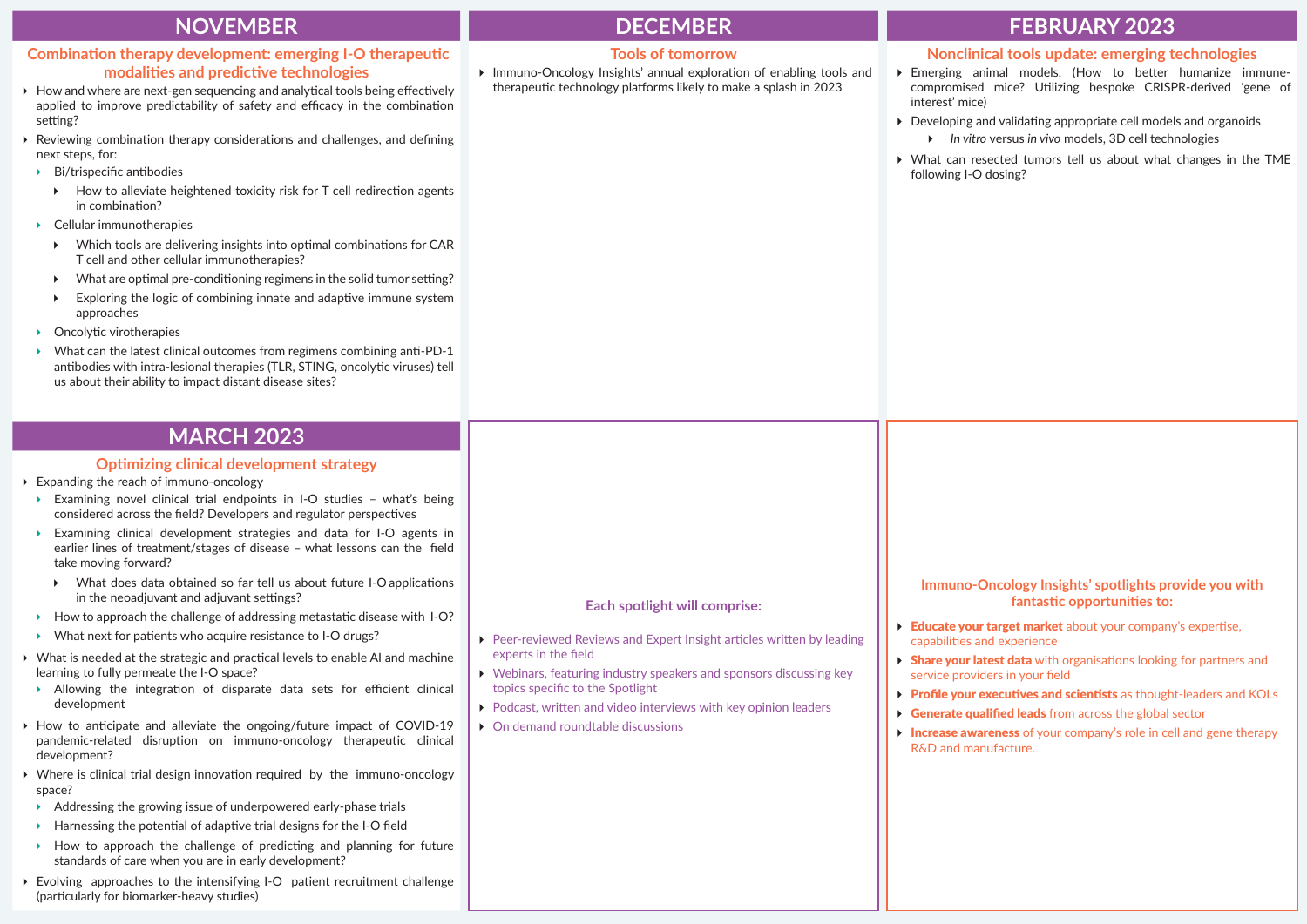## NOVEMBER

### Combination therapy development: emerging I-O therapeutic modalities and predictive technologies

- How and where are next-gen sequencing and analytical tools being effectively applied to improve predictability of safety and efficacy in the combination setting?
- Reviewing combination therapy considerations and challenges, and defining next steps, for:
  - Bi/trispecific antibodies
    - How to alleviate heightened toxicity risk for T cell redirection agents in combination?
  - Cellular immunotherapies
    - Which tools are delivering insights into optimal combinations for CAR T cell and other cellular immunotherapies?
    - What are optimal pre-conditioning regimens in the solid tumor setting?
    - Exploring the logic of combining innate and adaptive immune system approaches
  - Oncolytic virotherapies
  - What can the latest clinical outcomes from regimens combining anti-PD-1 antibodies with intra-lesional therapies (TLR, STING, oncolytic viruses) tell us about their ability to impact distant disease sites?

## DECEMBER

### Tools of tomorrow

- Immuno-Oncology Insights' annual exploration of enabling tools and therapeutic technology platforms likely to make a splash in 2023

## FEBRUARY 2023

### Nonclinical tools update: emerging technologies

- Emerging animal models. (How to better humanize immune-compromised mice? Utilizing bespoke CRISPR-derived 'gene of interest' mice)
- Developing and validating appropriate cell models and organoids
  - *In vitro* versus *in vivo* models, 3D cell technologies
- What can resected tumors tell us about what changes in the TME following I-O dosing?

## MARCH 2023

### Optimizing clinical development strategy

- Expanding the reach of immuno-oncology
  - Examining novel clinical trial endpoints in I-O studies – what's being considered across the field? Developers and regulator perspectives
  - Examining clinical development strategies and data for I-O agents in earlier lines of treatment/stages of disease – what lessons can the field take moving forward?
    - What does data obtained so far tell us about future I-O applications in the neoadjuvant and adjuvant settings?
  - How to approach the challenge of addressing metastatic disease with I-O?
  - What next for patients who acquire resistance to I-O drugs?
- What is needed at the strategic and practical levels to enable AI and machine learning to fully permeate the I-O space?
  - Allowing the integration of disparate data sets for efficient clinical development
- How to anticipate and alleviate the ongoing/future impact of COVID-19 pandemic-related disruption on immuno-oncology therapeutic clinical development?
- Where is clinical trial design innovation required by the immuno-oncology space?
  - Addressing the growing issue of underpowered early-phase trials
  - Harnessing the potential of adaptive trial designs for the I-O field
  - How to approach the challenge of predicting and planning for future standards of care when you are in early development?
- Evolving approaches to the intensifying I-O patient recruitment challenge (particularly for biomarker-heavy studies)

**Each spotlight will comprise:**

- Peer-reviewed Reviews and Expert Insight articles written by leading experts in the field
- Webinars, featuring industry speakers and sponsors discussing key topics specific to the Spotlight
- Podcast, written and video interviews with key opinion leaders
- On demand roundtable discussions

**Immuno-Oncology Insights' spotlights provide you with fantastic opportunities to:**

- **Educate your target market** about your company's expertise, capabilities and experience
- **Share your latest data** with organisations looking for partners and service providers in your field
- **Profile your executives and scientists** as thought-leaders and KOLs
- **Generate qualified leads** from across the global sector
- **Increase awareness** of your company's role in cell and gene therapy R&D and manufacture.